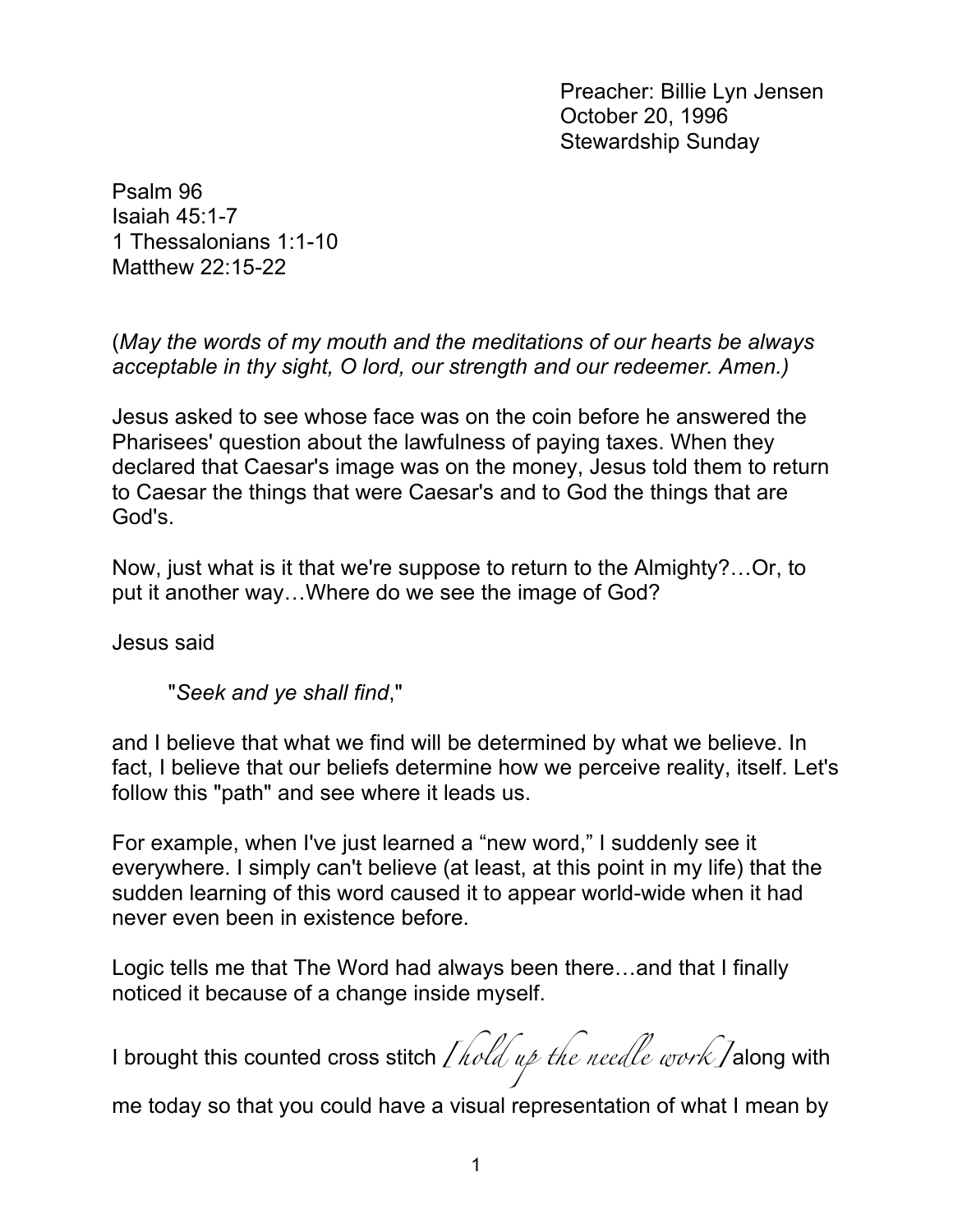Preacher: Billie Lyn Jensen
October 20, 1996
Stewardship Sunday

Psalm 96
Isaiah 45:1-7
1 Thessalonians 1:1-10
Matthew 22:15-22

(*May the words of my mouth and the meditations of our hearts be always acceptable in thy sight, O lord, our strength and our redeemer. Amen.)*

Jesus asked to see whose face was on the coin before he answered the Pharisees' question about the lawfulness of paying taxes. When they declared that Caesar's image was on the money, Jesus told them to return to Caesar the things that were Caesar's and to God the things that are God's.

Now, just what is it that we're suppose to return to the Almighty?…Or, to put it another way…Where do we see the image of God?

Jesus said

> "*Seek and ye shall find*,"

and I believe that what we find will be determined by what we believe. In fact, I believe that our beliefs determine how we perceive reality, itself. Let's follow this "path" and see where it leads us.

For example, when I've just learned a "new word," I suddenly see it everywhere. I simply can't believe (at least, at this point in my life) that the sudden learning of this word caused it to appear world-wide when it had never even been in existence before.

Logic tells me that The Word had always been there…and that I finally noticed it because of a change inside myself.

I brought this counted cross stitch *[hold up the needle work]* along with me today so that you could have a visual representation of what I mean by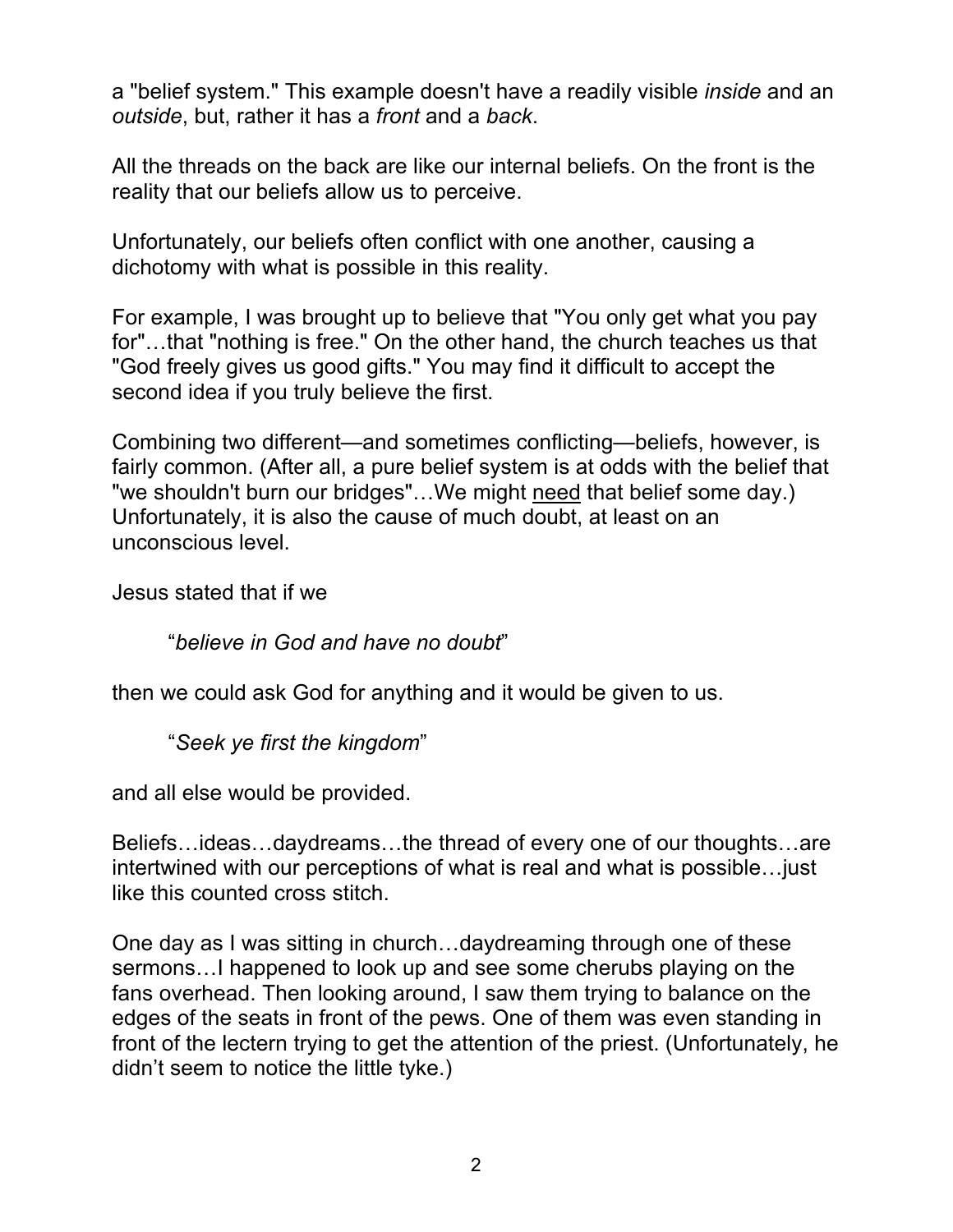a "belief system." This example doesn't have a readily visible *inside* and an *outside*, but, rather it has a *front* and a *back*.

All the threads on the back are like our internal beliefs. On the front is the reality that our beliefs allow us to perceive.

Unfortunately, our beliefs often conflict with one another, causing a dichotomy with what is possible in this reality.

For example, I was brought up to believe that "You only get what you pay for"…that "nothing is free." On the other hand, the church teaches us that "God freely gives us good gifts." You may find it difficult to accept the second idea if you truly believe the first.

Combining two different—and sometimes conflicting—beliefs, however, is fairly common. (After all, a pure belief system is at odds with the belief that "we shouldn't burn our bridges"…We might <u>need</u> that belief some day.) Unfortunately, it is also the cause of much doubt, at least on an unconscious level.

Jesus stated that if we

> "*believe in God and have no doubt*"

then we could ask God for anything and it would be given to us.

> "*Seek ye first the kingdom*"

and all else would be provided.

Beliefs…ideas…daydreams…the thread of every one of our thoughts…are intertwined with our perceptions of what is real and what is possible…just like this counted cross stitch.

One day as I was sitting in church…daydreaming through one of these sermons…I happened to look up and see some cherubs playing on the fans overhead. Then looking around, I saw them trying to balance on the edges of the seats in front of the pews. One of them was even standing in front of the lectern trying to get the attention of the priest. (Unfortunately, he didn't seem to notice the little tyke.)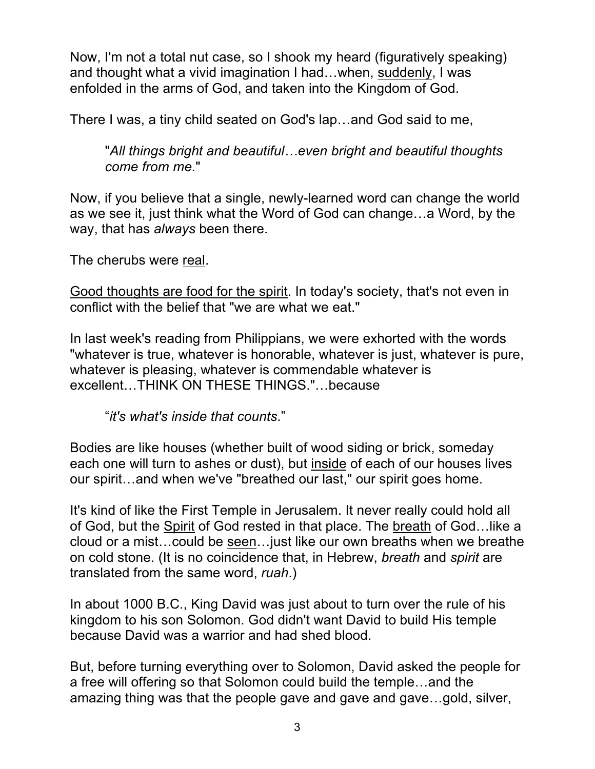Now, I'm not a total nut case, so I shook my heard (figuratively speaking) and thought what a vivid imagination I had…when, <u>suddenly</u>, I was enfolded in the arms of God, and taken into the Kingdom of God.

There I was, a tiny child seated on God's lap…and God said to me,

> "*All things bright and beautiful…even bright and beautiful thoughts come from me.*"

Now, if you believe that a single, newly-learned word can change the world as we see it, just think what the Word of God can change…a Word, by the way, that has *always* been there.

The cherubs were <u>real</u>.

<u>Good thoughts are food for the spirit</u>. In today's society, that's not even in conflict with the belief that "we are what we eat."

In last week's reading from Philippians, we were exhorted with the words "whatever is true, whatever is honorable, whatever is just, whatever is pure, whatever is pleasing, whatever is commendable whatever is excellent…THINK ON THESE THINGS."…because

> "*it's what's inside that counts*."

Bodies are like houses (whether built of wood siding or brick, someday each one will turn to ashes or dust), but <u>inside</u> of each of our houses lives our spirit…and when we've "breathed our last," our spirit goes home.

It's kind of like the First Temple in Jerusalem. It never really could hold all of God, but the <u>Spirit</u> of God rested in that place. The <u>breath</u> of God…like a cloud or a mist…could be <u>seen</u>…just like our own breaths when we breathe on cold stone. (It is no coincidence that, in Hebrew, *breath* and *spirit* are translated from the same word, *ruah*.)

In about 1000 B.C., King David was just about to turn over the rule of his kingdom to his son Solomon. God didn't want David to build His temple because David was a warrior and had shed blood.

But, before turning everything over to Solomon, David asked the people for a free will offering so that Solomon could build the temple…and the amazing thing was that the people gave and gave and gave…gold, silver,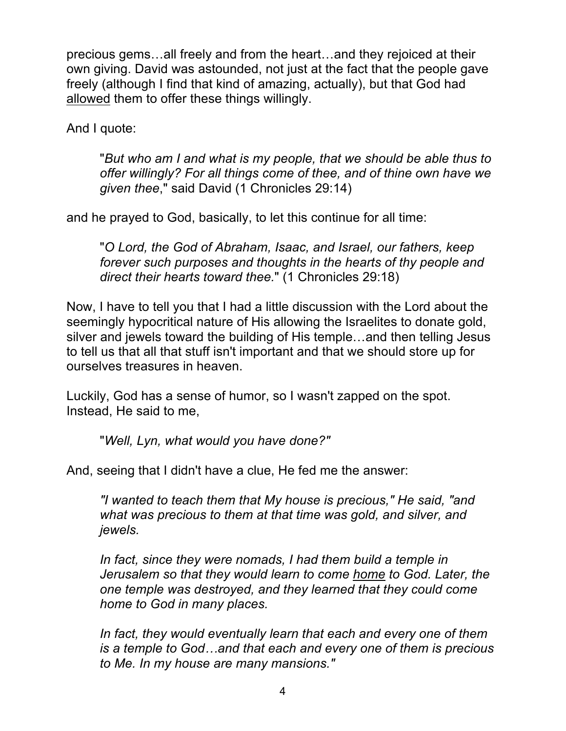precious gems…all freely and from the heart…and they rejoiced at their own giving. David was astounded, not just at the fact that the people gave freely (although I find that kind of amazing, actually), but that God had <u>allowed</u> them to offer these things willingly.

And I quote:

> "*But who am I and what is my people, that we should be able thus to offer willingly? For all things come of thee, and of thine own have we given thee*," said David (1 Chronicles 29:14)

and he prayed to God, basically, to let this continue for all time:

> "*O Lord, the God of Abraham, Isaac, and Israel, our fathers, keep forever such purposes and thoughts in the hearts of thy people and direct their hearts toward thee.*" (1 Chronicles 29:18)

Now, I have to tell you that I had a little discussion with the Lord about the seemingly hypocritical nature of His allowing the Israelites to donate gold, silver and jewels toward the building of His temple…and then telling Jesus to tell us that all that stuff isn't important and that we should store up for ourselves treasures in heaven.

Luckily, God has a sense of humor, so I wasn't zapped on the spot. Instead, He said to me,

> "*Well, Lyn, what would you have done?"*

And, seeing that I didn't have a clue, He fed me the answer:

> *"I wanted to teach them that My house is precious," He said, "and what was precious to them at that time was gold, and silver, and jewels.*
>
> *In fact, since they were nomads, I had them build a temple in Jerusalem so that they would learn to come <u>home</u> to God. Later, the one temple was destroyed, and they learned that they could come home to God in many places.*
>
> *In fact, they would eventually learn that each and every one of them is a temple to God…and that each and every one of them is precious to Me. In my house are many mansions."*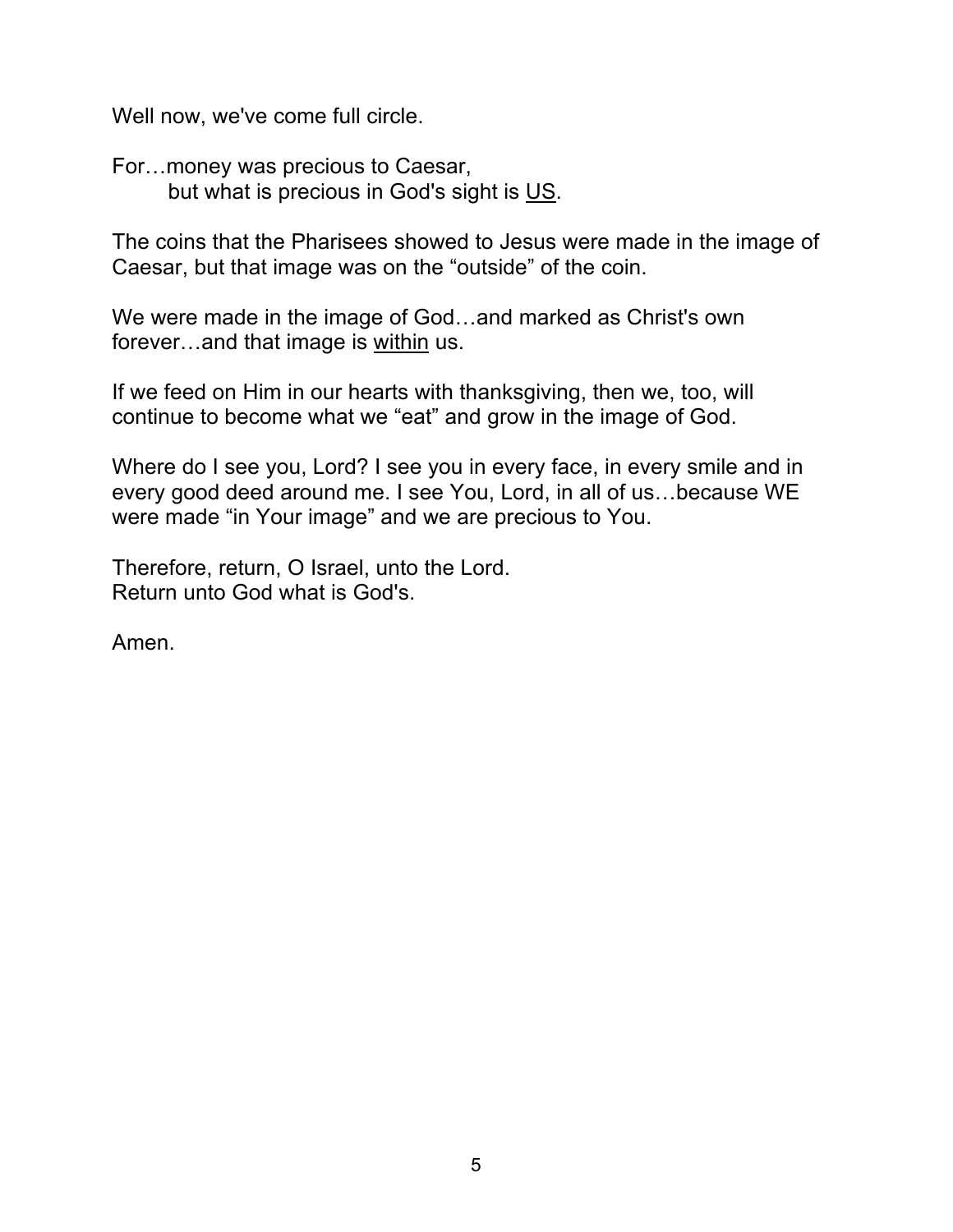Well now, we've come full circle.

For…money was precious to Caesar,
but what is precious in God's sight is <u>US</u>.

The coins that the Pharisees showed to Jesus were made in the image of Caesar, but that image was on the "outside" of the coin.

We were made in the image of God…and marked as Christ's own forever…and that image is <u>within</u> us.

If we feed on Him in our hearts with thanksgiving, then we, too, will continue to become what we "eat" and grow in the image of God.

Where do I see you, Lord? I see you in every face, in every smile and in every good deed around me. I see You, Lord, in all of us…because WE were made "in Your image" and we are precious to You.

Therefore, return, O Israel, unto the Lord.
Return unto God what is God's.

Amen.